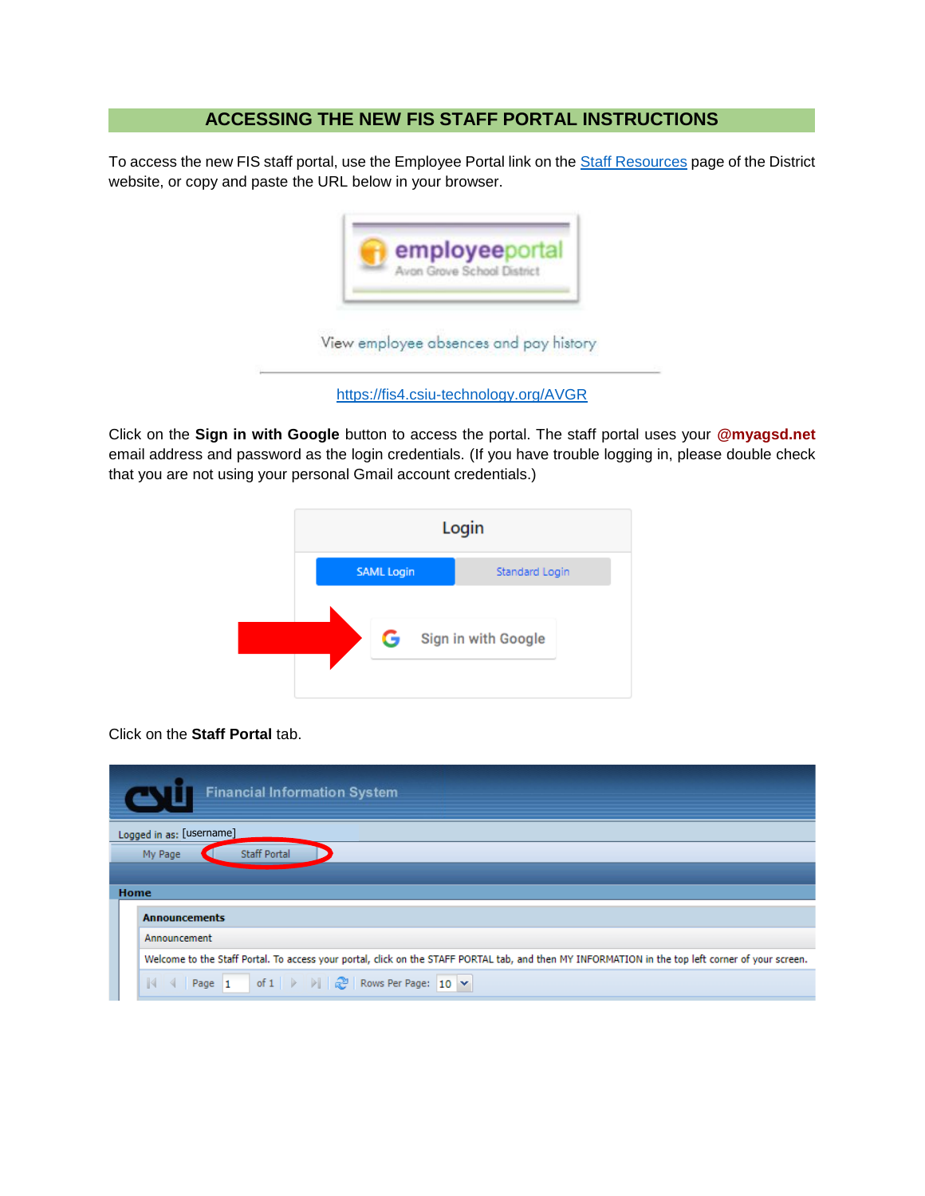## ACCESSING THE NEW FIS STAFF PORTAL INSTRUCTIONS

To access the new FIS staff portal, use the Employee Portal link on the Staff Resources page of the District website, or copy and paste the URL below in your browser.

https://fis4.csiu-technology.org/AVGR

Click on the **Sign in with Google** button to access the portal. The staff portal uses your **@myagsd.net** email address and password as the login credentials. (If you have trouble logging in, please double check that you are not using your personal Gmail account credentials.)

Click on the **Staff Portal** tab.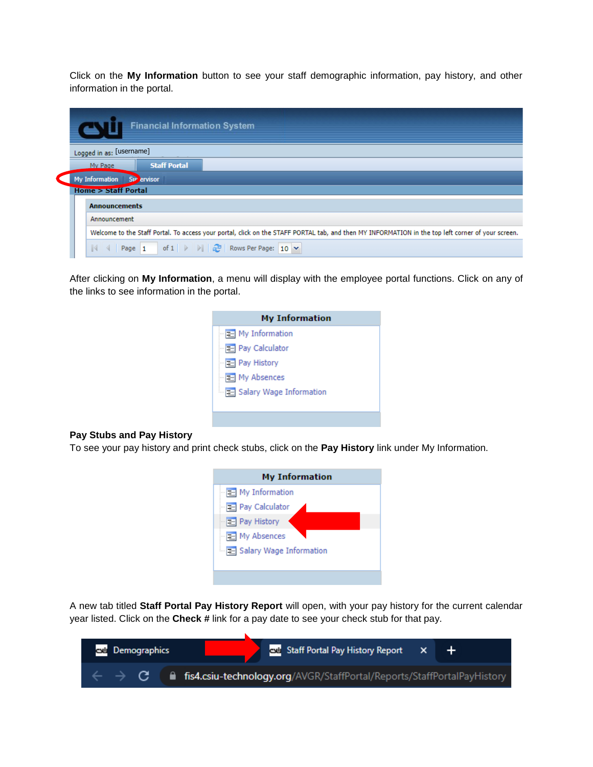Click on the **My Information** button to see your staff demographic information, pay history, and other information in the portal.

After clicking on **My Information**, a menu will display with the employee portal functions. Click on any of the links to see information in the portal.

**Pay Stubs and Pay History**

To see your pay history and print check stubs, click on the **Pay History** link under My Information.

A new tab titled **Staff Portal Pay History Report** will open, with your pay history for the current calendar year listed. Click on the **Check #** link for a pay date to see your check stub for that pay.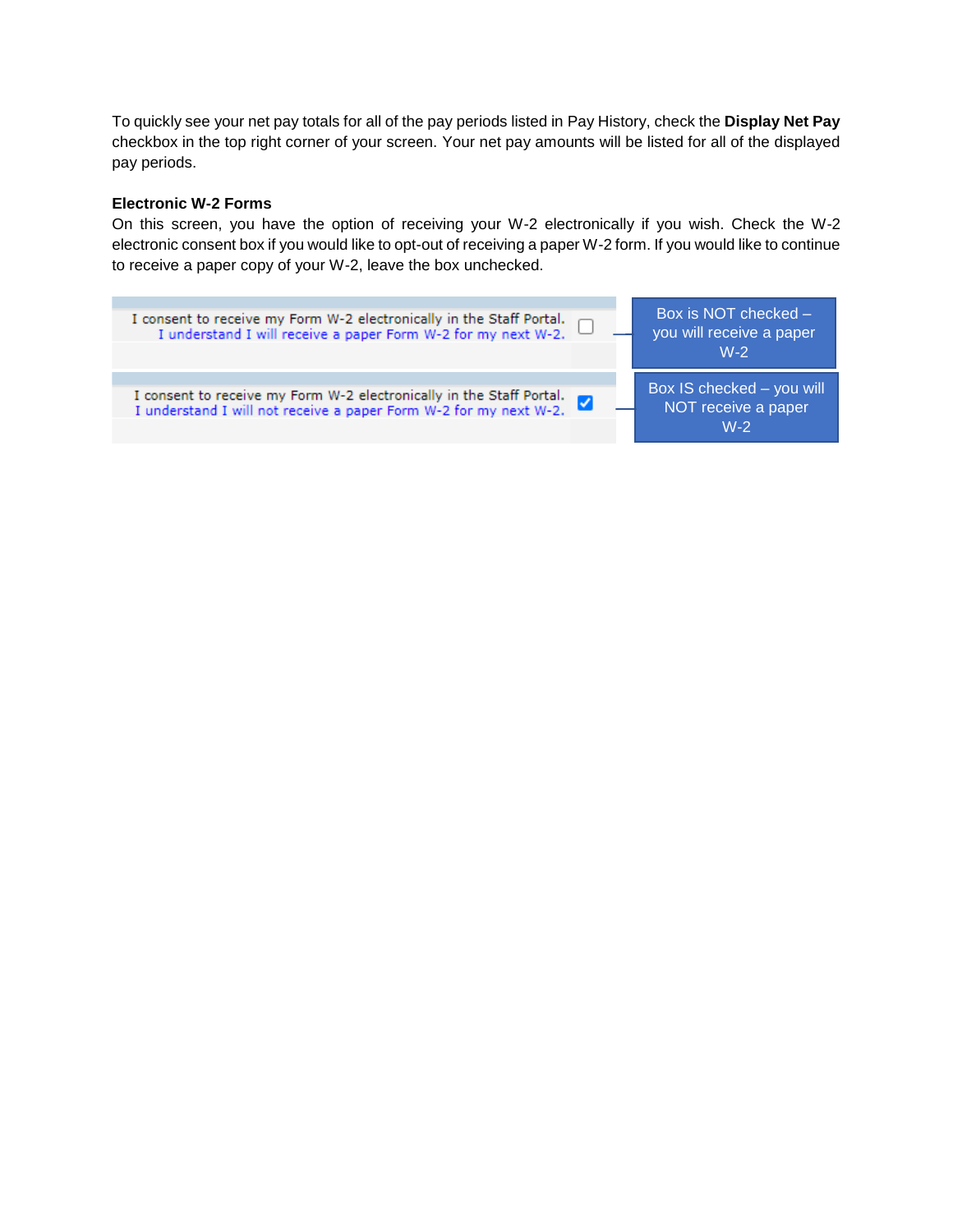To quickly see your net pay totals for all of the pay periods listed in Pay History, check the **Display Net Pay** checkbox in the top right corner of your screen. Your net pay amounts will be listed for all of the displayed pay periods.

**Electronic W-2 Forms**

On this screen, you have the option of receiving your W-2 electronically if you wish. Check the W-2 electronic consent box if you would like to opt-out of receiving a paper W-2 form. If you would like to continue to receive a paper copy of your W-2, leave the box unchecked.

I consent to receive my Form W-2 electronically in the Staff Portal.
I understand I will receive a paper Form W-2 for my next W-2.

Box is NOT checked – you will receive a paper W-2

I consent to receive my Form W-2 electronically in the Staff Portal.
I understand I will not receive a paper Form W-2 for my next W-2.

Box IS checked – you will NOT receive a paper W-2